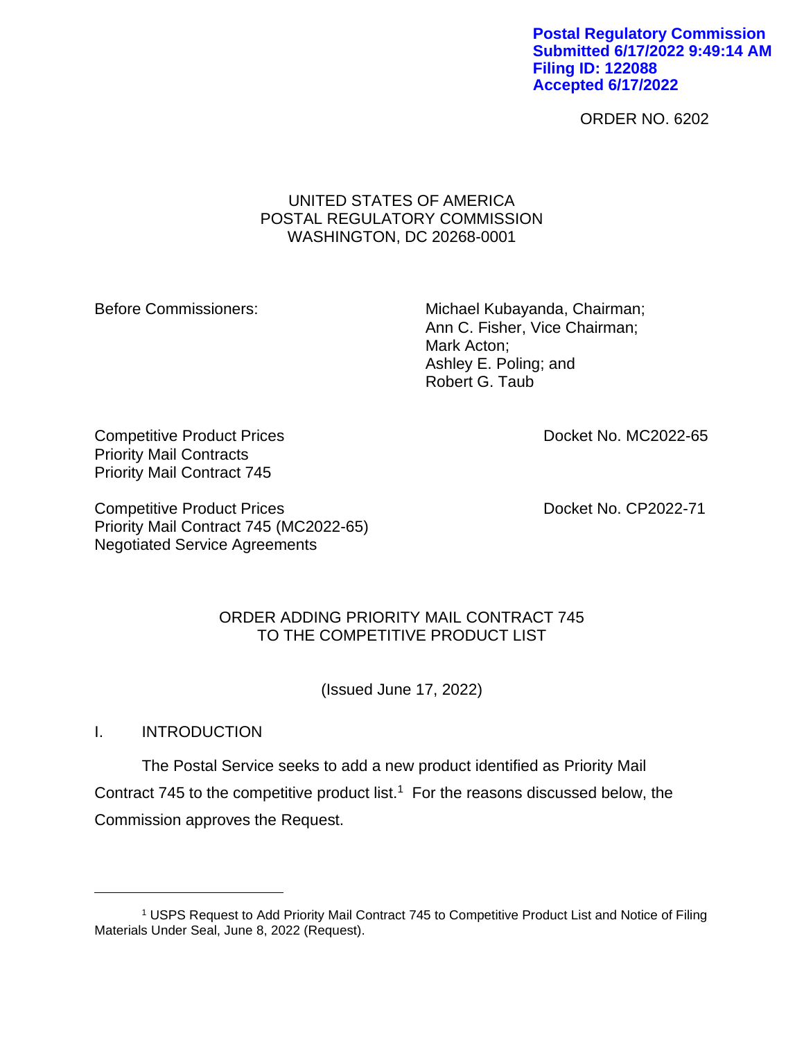Postal Regulatory Commission
Submitted 6/17/2022 9:49:14 AM
Filing ID: 122088
Accepted 6/17/2022

ORDER NO. 6202

UNITED STATES OF AMERICA
POSTAL REGULATORY COMMISSION
WASHINGTON, DC 20268-0001

Before Commissioners:

Michael Kubayanda, Chairman;
Ann C. Fisher, Vice Chairman;
Mark Acton;
Ashley E. Poling; and
Robert G. Taub

Competitive Product Prices
Priority Mail Contracts
Priority Mail Contract 745

Docket No. MC2022-65

Competitive Product Prices
Priority Mail Contract 745 (MC2022-65)
Negotiated Service Agreements

Docket No. CP2022-71

ORDER ADDING PRIORITY MAIL CONTRACT 745
TO THE COMPETITIVE PRODUCT LIST

(Issued June 17, 2022)

## I. INTRODUCTION

The Postal Service seeks to add a new product identified as Priority Mail Contract 745 to the competitive product list.[1] For the reasons discussed below, the Commission approves the Request.

---

[1] USPS Request to Add Priority Mail Contract 745 to Competitive Product List and Notice of Filing Materials Under Seal, June 8, 2022 (Request).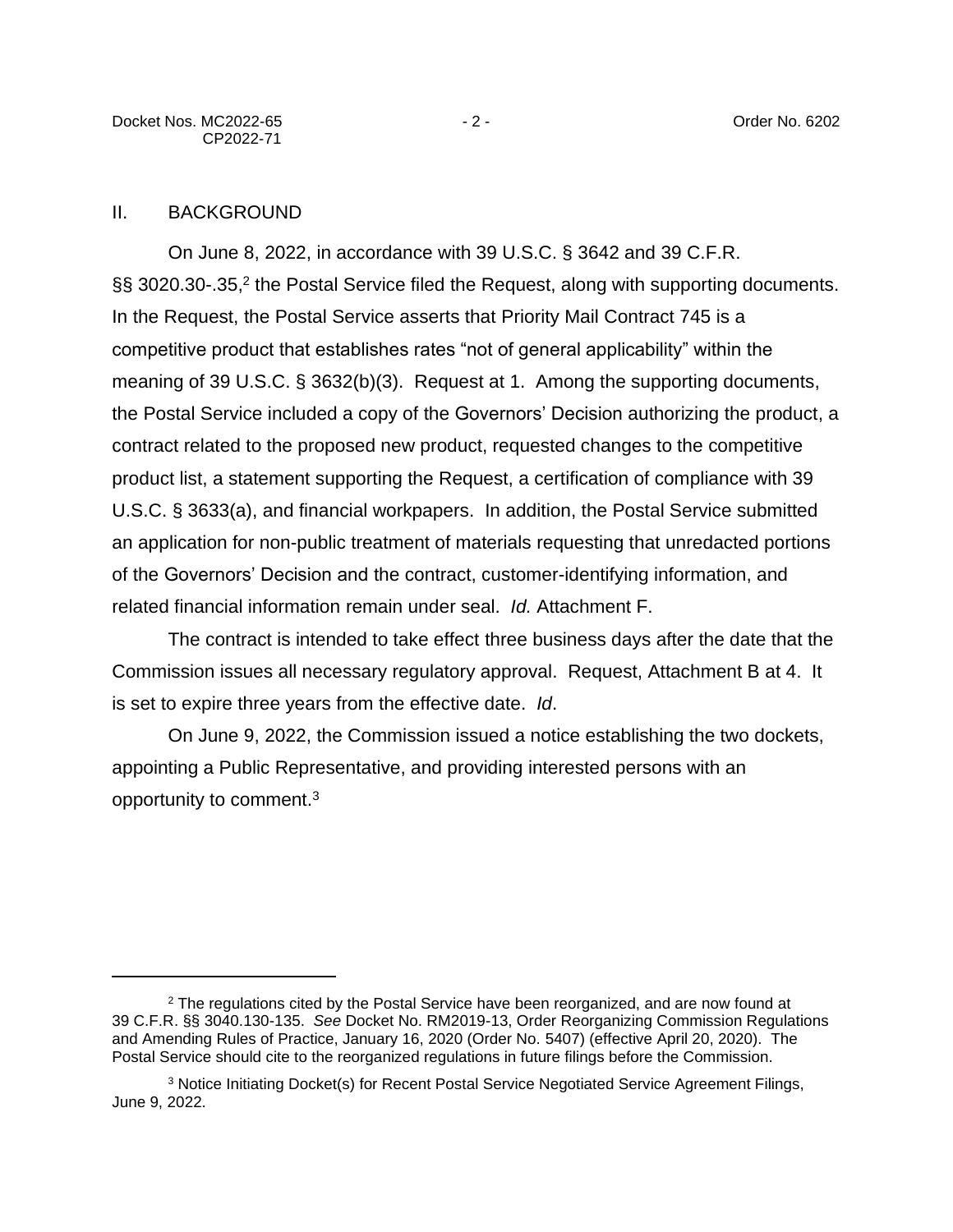## II. BACKGROUND

On June 8, 2022, in accordance with 39 U.S.C. § 3642 and 39 C.F.R. §§ 3020.30-.35,[2] the Postal Service filed the Request, along with supporting documents. In the Request, the Postal Service asserts that Priority Mail Contract 745 is a competitive product that establishes rates "not of general applicability" within the meaning of 39 U.S.C. § 3632(b)(3). Request at 1. Among the supporting documents, the Postal Service included a copy of the Governors' Decision authorizing the product, a contract related to the proposed new product, requested changes to the competitive product list, a statement supporting the Request, a certification of compliance with 39 U.S.C. § 3633(a), and financial workpapers. In addition, the Postal Service submitted an application for non-public treatment of materials requesting that unredacted portions of the Governors' Decision and the contract, customer-identifying information, and related financial information remain under seal. *Id.* Attachment F.

The contract is intended to take effect three business days after the date that the Commission issues all necessary regulatory approval. Request, Attachment B at 4. It is set to expire three years from the effective date. *Id*.

On June 9, 2022, the Commission issued a notice establishing the two dockets, appointing a Public Representative, and providing interested persons with an opportunity to comment.[3]

---

[2] The regulations cited by the Postal Service have been reorganized, and are now found at 39 C.F.R. §§ 3040.130-135. *See* Docket No. RM2019-13, Order Reorganizing Commission Regulations and Amending Rules of Practice, January 16, 2020 (Order No. 5407) (effective April 20, 2020). The Postal Service should cite to the reorganized regulations in future filings before the Commission.

[3] Notice Initiating Docket(s) for Recent Postal Service Negotiated Service Agreement Filings, June 9, 2022.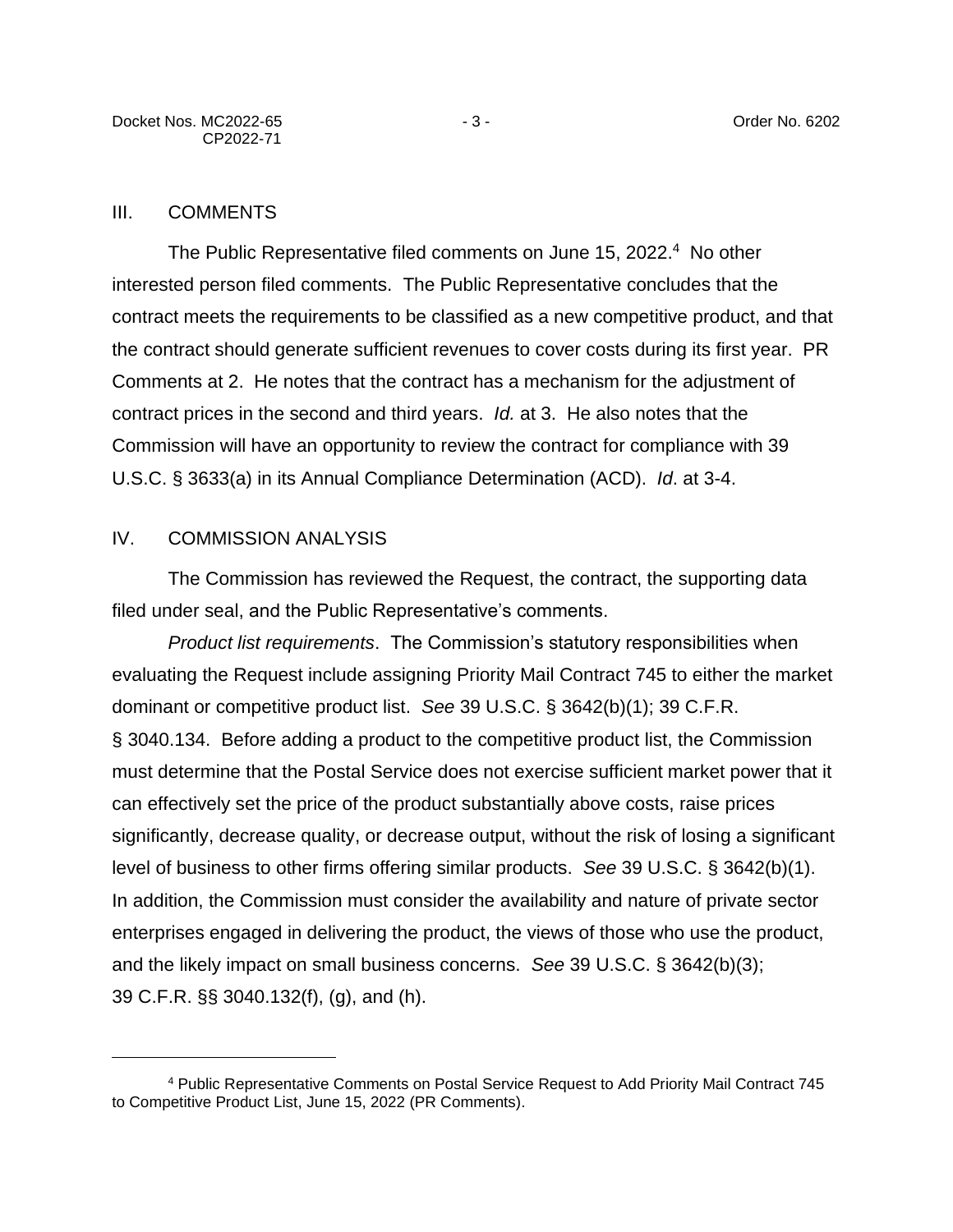## III. COMMENTS

The Public Representative filed comments on June 15, 2022.[4] No other interested person filed comments. The Public Representative concludes that the contract meets the requirements to be classified as a new competitive product, and that the contract should generate sufficient revenues to cover costs during its first year. PR Comments at 2. He notes that the contract has a mechanism for the adjustment of contract prices in the second and third years. *Id.* at 3. He also notes that the Commission will have an opportunity to review the contract for compliance with 39 U.S.C. § 3633(a) in its Annual Compliance Determination (ACD). *Id*. at 3-4.

## IV. COMMISSION ANALYSIS

The Commission has reviewed the Request, the contract, the supporting data filed under seal, and the Public Representative's comments.

*Product list requirements*. The Commission's statutory responsibilities when evaluating the Request include assigning Priority Mail Contract 745 to either the market dominant or competitive product list. *See* 39 U.S.C. § 3642(b)(1); 39 C.F.R. § 3040.134. Before adding a product to the competitive product list, the Commission must determine that the Postal Service does not exercise sufficient market power that it can effectively set the price of the product substantially above costs, raise prices significantly, decrease quality, or decrease output, without the risk of losing a significant level of business to other firms offering similar products. *See* 39 U.S.C. § 3642(b)(1). In addition, the Commission must consider the availability and nature of private sector enterprises engaged in delivering the product, the views of those who use the product, and the likely impact on small business concerns. *See* 39 U.S.C. § 3642(b)(3); 39 C.F.R. §§ 3040.132(f), (g), and (h).

---

[4] Public Representative Comments on Postal Service Request to Add Priority Mail Contract 745 to Competitive Product List, June 15, 2022 (PR Comments).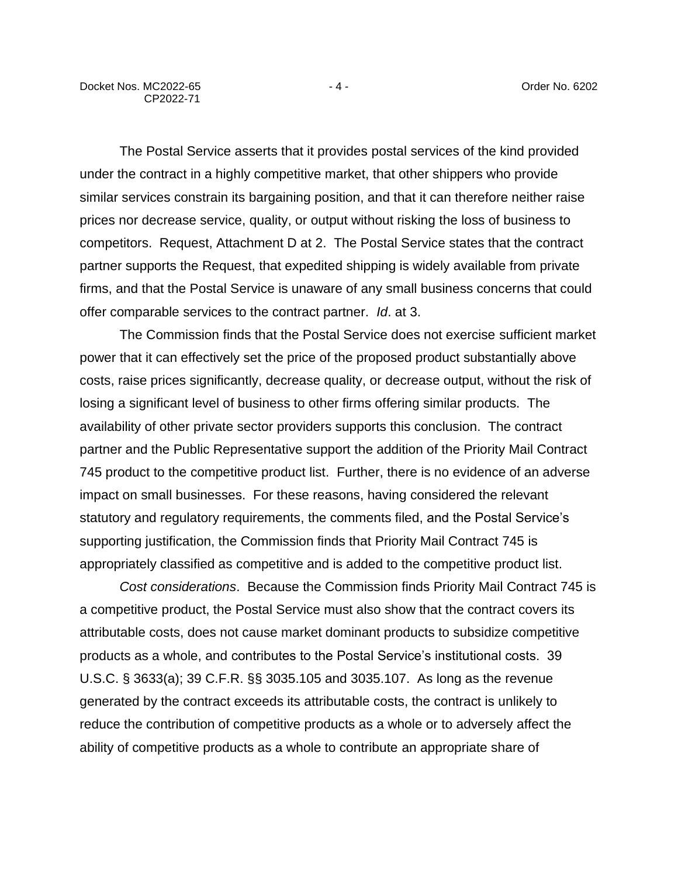The Postal Service asserts that it provides postal services of the kind provided under the contract in a highly competitive market, that other shippers who provide similar services constrain its bargaining position, and that it can therefore neither raise prices nor decrease service, quality, or output without risking the loss of business to competitors. Request, Attachment D at 2. The Postal Service states that the contract partner supports the Request, that expedited shipping is widely available from private firms, and that the Postal Service is unaware of any small business concerns that could offer comparable services to the contract partner. *Id*. at 3.

The Commission finds that the Postal Service does not exercise sufficient market power that it can effectively set the price of the proposed product substantially above costs, raise prices significantly, decrease quality, or decrease output, without the risk of losing a significant level of business to other firms offering similar products. The availability of other private sector providers supports this conclusion. The contract partner and the Public Representative support the addition of the Priority Mail Contract 745 product to the competitive product list. Further, there is no evidence of an adverse impact on small businesses. For these reasons, having considered the relevant statutory and regulatory requirements, the comments filed, and the Postal Service's supporting justification, the Commission finds that Priority Mail Contract 745 is appropriately classified as competitive and is added to the competitive product list.

*Cost considerations*. Because the Commission finds Priority Mail Contract 745 is a competitive product, the Postal Service must also show that the contract covers its attributable costs, does not cause market dominant products to subsidize competitive products as a whole, and contributes to the Postal Service's institutional costs. 39 U.S.C. § 3633(a); 39 C.F.R. §§ 3035.105 and 3035.107. As long as the revenue generated by the contract exceeds its attributable costs, the contract is unlikely to reduce the contribution of competitive products as a whole or to adversely affect the ability of competitive products as a whole to contribute an appropriate share of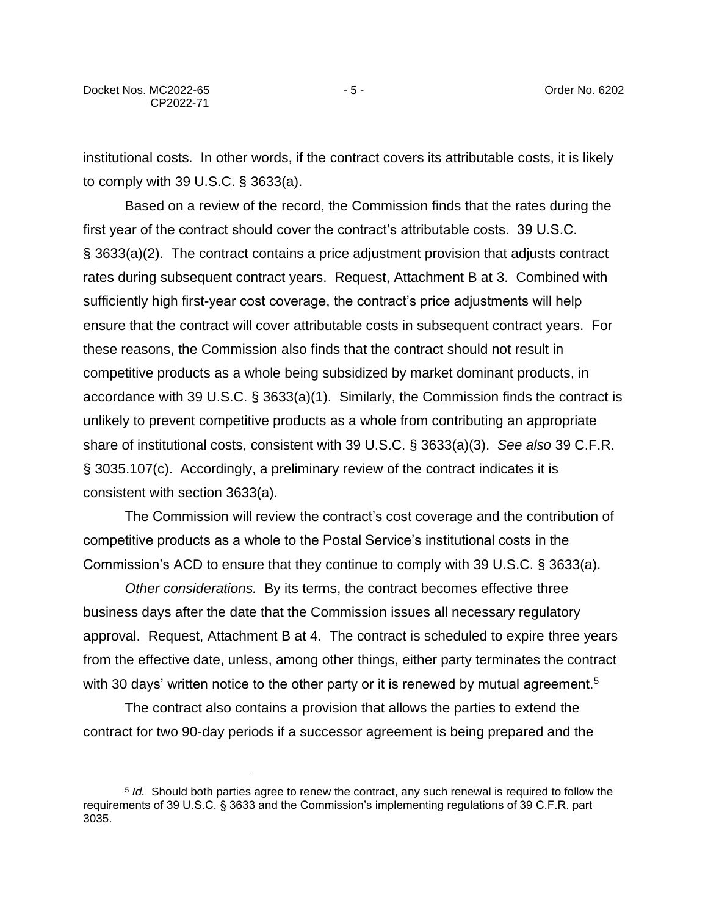institutional costs. In other words, if the contract covers its attributable costs, it is likely to comply with 39 U.S.C. § 3633(a).

Based on a review of the record, the Commission finds that the rates during the first year of the contract should cover the contract's attributable costs. 39 U.S.C. § 3633(a)(2). The contract contains a price adjustment provision that adjusts contract rates during subsequent contract years. Request, Attachment B at 3. Combined with sufficiently high first-year cost coverage, the contract's price adjustments will help ensure that the contract will cover attributable costs in subsequent contract years. For these reasons, the Commission also finds that the contract should not result in competitive products as a whole being subsidized by market dominant products, in accordance with 39 U.S.C. § 3633(a)(1). Similarly, the Commission finds the contract is unlikely to prevent competitive products as a whole from contributing an appropriate share of institutional costs, consistent with 39 U.S.C. § 3633(a)(3). *See also* 39 C.F.R. § 3035.107(c). Accordingly, a preliminary review of the contract indicates it is consistent with section 3633(a).

The Commission will review the contract's cost coverage and the contribution of competitive products as a whole to the Postal Service's institutional costs in the Commission's ACD to ensure that they continue to comply with 39 U.S.C. § 3633(a).

*Other considerations.* By its terms, the contract becomes effective three business days after the date that the Commission issues all necessary regulatory approval. Request, Attachment B at 4. The contract is scheduled to expire three years from the effective date, unless, among other things, either party terminates the contract with 30 days' written notice to the other party or it is renewed by mutual agreement.[5]

The contract also contains a provision that allows the parties to extend the contract for two 90-day periods if a successor agreement is being prepared and the

---

[5] *Id.* Should both parties agree to renew the contract, any such renewal is required to follow the requirements of 39 U.S.C. § 3633 and the Commission's implementing regulations of 39 C.F.R. part 3035.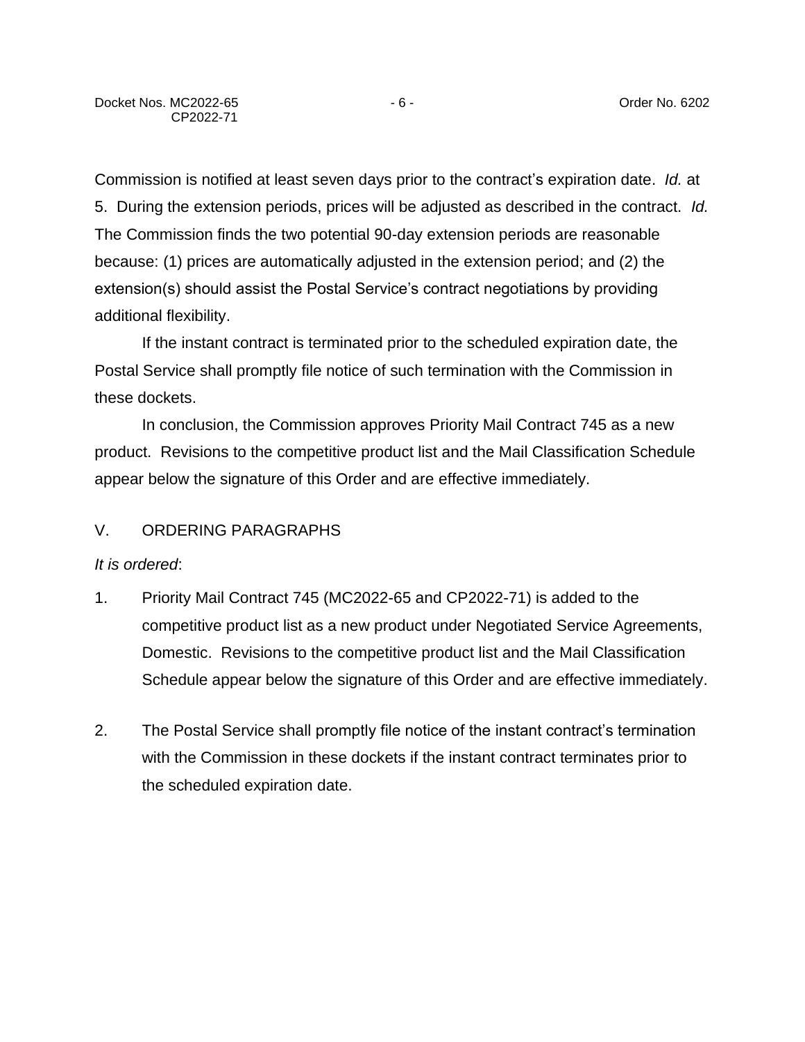Commission is notified at least seven days prior to the contract's expiration date. *Id.* at 5. During the extension periods, prices will be adjusted as described in the contract. *Id.* The Commission finds the two potential 90-day extension periods are reasonable because: (1) prices are automatically adjusted in the extension period; and (2) the extension(s) should assist the Postal Service's contract negotiations by providing additional flexibility.

If the instant contract is terminated prior to the scheduled expiration date, the Postal Service shall promptly file notice of such termination with the Commission in these dockets.

In conclusion, the Commission approves Priority Mail Contract 745 as a new product. Revisions to the competitive product list and the Mail Classification Schedule appear below the signature of this Order and are effective immediately.

## V. ORDERING PARAGRAPHS

*It is ordered*:

1. Priority Mail Contract 745 (MC2022-65 and CP2022-71) is added to the competitive product list as a new product under Negotiated Service Agreements, Domestic. Revisions to the competitive product list and the Mail Classification Schedule appear below the signature of this Order and are effective immediately.

2. The Postal Service shall promptly file notice of the instant contract's termination with the Commission in these dockets if the instant contract terminates prior to the scheduled expiration date.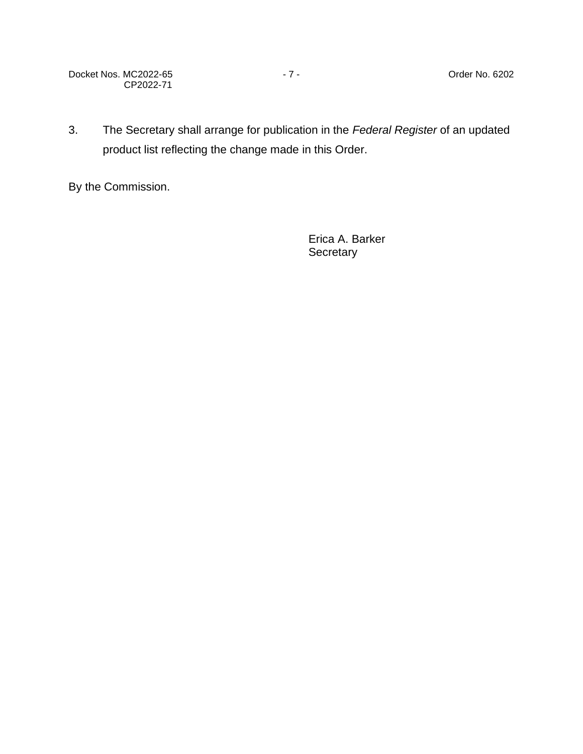3. The Secretary shall arrange for publication in the *Federal Register* of an updated product list reflecting the change made in this Order.

By the Commission.

Erica A. Barker
Secretary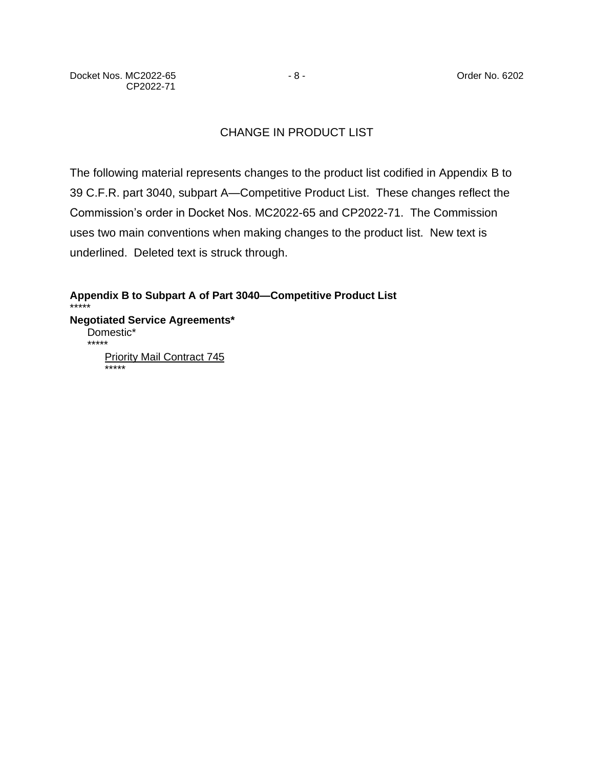## CHANGE IN PRODUCT LIST

The following material represents changes to the product list codified in Appendix B to 39 C.F.R. part 3040, subpart A—Competitive Product List. These changes reflect the Commission's order in Docket Nos. MC2022-65 and CP2022-71. The Commission uses two main conventions when making changes to the product list. New text is underlined. Deleted text is struck through.

**Appendix B to Subpart A of Part 3040—Competitive Product List**

*****

**Negotiated Service Agreements***

Domestic*

*****

<u>Priority Mail Contract 745</u>

*****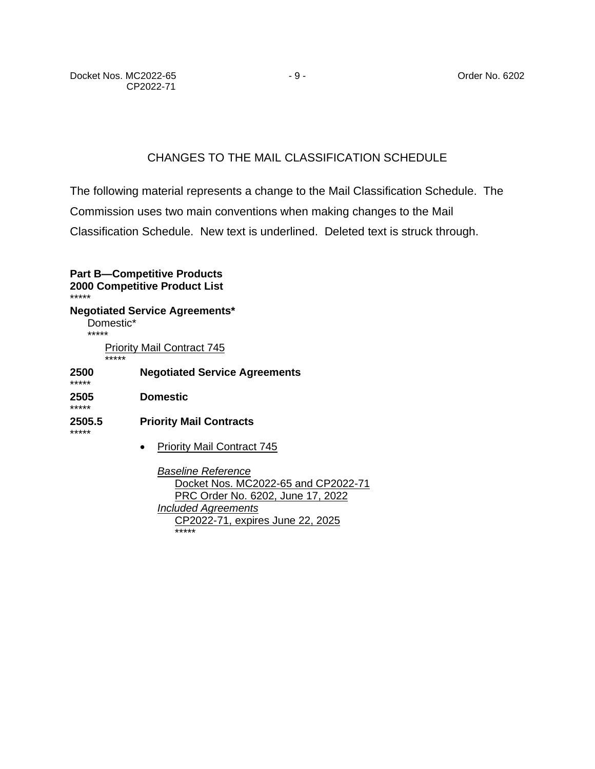## CHANGES TO THE MAIL CLASSIFICATION SCHEDULE

The following material represents a change to the Mail Classification Schedule. The Commission uses two main conventions when making changes to the Mail Classification Schedule. New text is underlined. Deleted text is struck through.

**Part B—Competitive Products**
**2000 Competitive Product List**
*****

**Negotiated Service Agreements***
Domestic*
*****
<u>Priority Mail Contract 745</u>
*****

**2500 Negotiated Service Agreements**
*****

**2505 Domestic**
*****

**2505.5 Priority Mail Contracts**
*****

- <u>Priority Mail Contract 745</u>

<u>*Baseline Reference*</u>
<u>Docket Nos. MC2022-65 and CP2022-71</u>
<u>PRC Order No. 6202, June 17, 2022</u>
<u>*Included Agreements*</u>
<u>CP2022-71, expires June 22, 2025</u>
*****